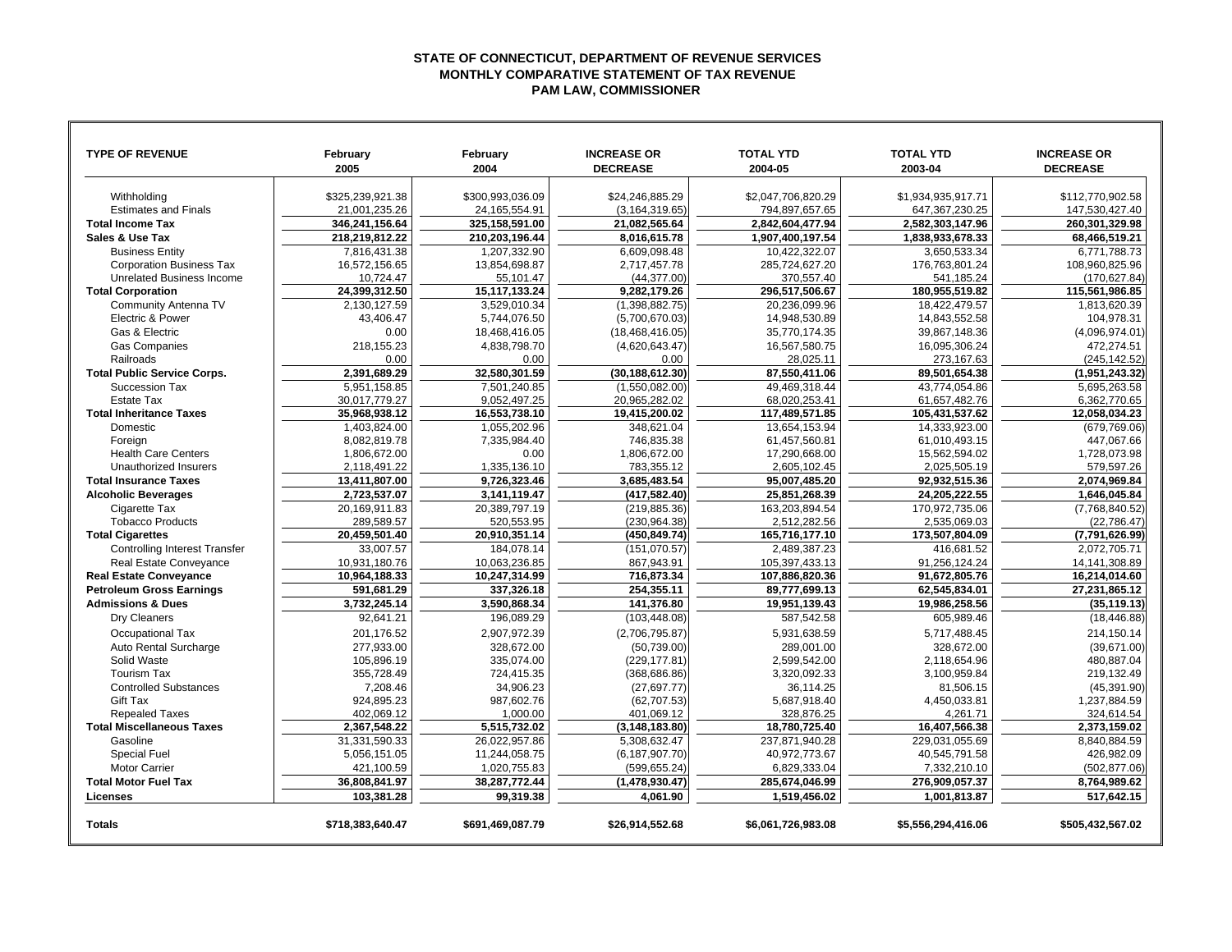**STATE OF CONNECTICUT, DEPARTMENT OF REVENUE SERVICES**
**MONTHLY COMPARATIVE STATEMENT OF TAX REVENUE**
**PAM LAW, COMMISSIONER**

| TYPE OF REVENUE | February 2005 | February 2004 | INCREASE OR DECREASE | TOTAL YTD 2004-05 | TOTAL YTD 2003-04 | INCREASE OR DECREASE |
|---|---|---|---|---|---|---|
| Withholding | $325,239,921.38 | $300,993,036.09 | $24,246,885.29 | $2,047,706,820.29 | $1,934,935,917.71 | $112,770,902.58 |
| Estimates and Finals | 21,001,235.26 | 24,165,554.91 | (3,164,319.65) | 794,897,657.65 | 647,367,230.25 | 147,530,427.40 |
| **Total Income Tax** | **346,241,156.64** | **325,158,591.00** | **21,082,565.64** | **2,842,604,477.94** | **2,582,303,147.96** | **260,301,329.98** |
| **Sales & Use Tax** | **218,219,812.22** | **210,203,196.44** | **8,016,615.78** | **1,907,400,197.54** | **1,838,933,678.33** | **68,466,519.21** |
| Business Entity | 7,816,431.38 | 1,207,332.90 | 6,609,098.48 | 10,422,322.07 | 3,650,533.34 | 6,771,788.73 |
| Corporation Business Tax | 16,572,156.65 | 13,854,698.87 | 2,717,457.78 | 285,724,627.20 | 176,763,801.24 | 108,960,825.96 |
| Unrelated Business Income | 10,724.47 | 55,101.47 | (44,377.00) | 370,557.40 | 541,185.24 | (170,627.84) |
| **Total Corporation** | **24,399,312.50** | **15,117,133.24** | **9,282,179.26** | **296,517,506.67** | **180,955,519.82** | **115,561,986.85** |
| Community Antenna TV | 2,130,127.59 | 3,529,010.34 | (1,398,882.75) | 20,236,099.96 | 18,422,479.57 | 1,813,620.39 |
| Electric & Power | 43,406.47 | 5,744,076.50 | (5,700,670.03) | 14,948,530.89 | 14,843,552.58 | 104,978.31 |
| Gas & Electric | 0.00 | 18,468,416.05 | (18,468,416.05) | 35,770,174.35 | 39,867,148.36 | (4,096,974.01) |
| Gas Companies | 218,155.23 | 4,838,798.70 | (4,620,643.47) | 16,567,580.75 | 16,095,306.24 | 472,274.51 |
| Railroads | 0.00 | 0.00 | 0.00 | 28,025.11 | 273,167.63 | (245,142.52) |
| **Total Public Service Corps.** | **2,391,689.29** | **32,580,301.59** | **(30,188,612.30)** | **87,550,411.06** | **89,501,654.38** | **(1,951,243.32)** |
| Succession Tax | 5,951,158.85 | 7,501,240.85 | (1,550,082.00) | 49,469,318.44 | 43,774,054.86 | 5,695,263.58 |
| Estate Tax | 30,017,779.27 | 9,052,497.25 | 20,965,282.02 | 68,020,253.41 | 61,657,482.76 | 6,362,770.65 |
| **Total Inheritance Taxes** | **35,968,938.12** | **16,553,738.10** | **19,415,200.02** | **117,489,571.85** | **105,431,537.62** | **12,058,034.23** |
| Domestic | 1,403,824.00 | 1,055,202.96 | 348,621.04 | 13,654,153.94 | 14,333,923.00 | (679,769.06) |
| Foreign | 8,082,819.78 | 7,335,984.40 | 746,835.38 | 61,457,560.81 | 61,010,493.15 | 447,067.66 |
| Health Care Centers | 1,806,672.00 | 0.00 | 1,806,672.00 | 17,290,668.00 | 15,562,594.02 | 1,728,073.98 |
| Unauthorized Insurers | 2,118,491.22 | 1,335,136.10 | 783,355.12 | 2,605,102.45 | 2,025,505.19 | 579,597.26 |
| **Total Insurance Taxes** | **13,411,807.00** | **9,726,323.46** | **3,685,483.54** | **95,007,485.20** | **92,932,515.36** | **2,074,969.84** |
| **Alcoholic Beverages** | **2,723,537.07** | **3,141,119.47** | **(417,582.40)** | **25,851,268.39** | **24,205,222.55** | **1,646,045.84** |
| Cigarette Tax | 20,169,911.83 | 20,389,797.19 | (219,885.36) | 163,203,894.54 | 170,972,735.06 | (7,768,840.52) |
| Tobacco Products | 289,589.57 | 520,553.95 | (230,964.38) | 2,512,282.56 | 2,535,069.03 | (22,786.47) |
| **Total Cigarettes** | **20,459,501.40** | **20,910,351.14** | **(450,849.74)** | **165,716,177.10** | **173,507,804.09** | **(7,791,626.99)** |
| Controlling Interest Transfer | 33,007.57 | 184,078.14 | (151,070.57) | 2,489,387.23 | 416,681.52 | 2,072,705.71 |
| Real Estate Conveyance | 10,931,180.76 | 10,063,236.85 | 867,943.91 | 105,397,433.13 | 91,256,124.24 | 14,141,308.89 |
| **Real Estate Conveyance** | **10,964,188.33** | **10,247,314.99** | **716,873.34** | **107,886,820.36** | **91,672,805.76** | **16,214,014.60** |
| **Petroleum Gross Earnings** | **591,681.29** | **337,326.18** | **254,355.11** | **89,777,699.13** | **62,545,834.01** | **27,231,865.12** |
| **Admissions & Dues** | **3,732,245.14** | **3,590,868.34** | **141,376.80** | **19,951,139.43** | **19,986,258.56** | **(35,119.13)** |
| Dry Cleaners | 92,641.21 | 196,089.29 | (103,448.08) | 587,542.58 | 605,989.46 | (18,446.88) |
| Occupational Tax | 201,176.52 | 2,907,972.39 | (2,706,795.87) | 5,931,638.59 | 5,717,488.45 | 214,150.14 |
| Auto Rental Surcharge | 277,933.00 | 328,672.00 | (50,739.00) | 289,001.00 | 328,672.00 | (39,671.00) |
| Solid Waste | 105,896.19 | 335,074.00 | (229,177.81) | 2,599,542.00 | 2,118,654.96 | 480,887.04 |
| Tourism Tax | 355,728.49 | 724,415.35 | (368,686.86) | 3,320,092.33 | 3,100,959.84 | 219,132.49 |
| Controlled Substances | 7,208.46 | 34,906.23 | (27,697.77) | 36,114.25 | 81,506.15 | (45,391.90) |
| Gift Tax | 924,895.23 | 987,602.76 | (62,707.53) | 5,687,918.40 | 4,450,033.81 | 1,237,884.59 |
| Repealed Taxes | 402,069.12 | 1,000.00 | 401,069.12 | 328,876.25 | 4,261.71 | 324,614.54 |
| **Total Miscellaneous Taxes** | **2,367,548.22** | **5,515,732.02** | **(3,148,183.80)** | **18,780,725.40** | **16,407,566.38** | **2,373,159.02** |
| Gasoline | 31,331,590.33 | 26,022,957.86 | 5,308,632.47 | 237,871,940.28 | 229,031,055.69 | 8,840,884.59 |
| Special Fuel | 5,056,151.05 | 11,244,058.75 | (6,187,907.70) | 40,972,773.67 | 40,545,791.58 | 426,982.09 |
| Motor Carrier | 421,100.59 | 1,020,755.83 | (599,655.24) | 6,829,333.04 | 7,332,210.10 | (502,877.06) |
| **Total Motor Fuel Tax** | **36,808,841.97** | **38,287,772.44** | **(1,478,930.47)** | **285,674,046.99** | **276,909,057.37** | **8,764,989.62** |
| **Licenses** | **103,381.28** | **99,319.38** | **4,061.90** | **1,519,456.02** | **1,001,813.87** | **517,642.15** |
| **Totals** | **$718,383,640.47** | **$691,469,087.79** | **$26,914,552.68** | **$6,061,726,983.08** | **$5,556,294,416.06** | **$505,432,567.02** |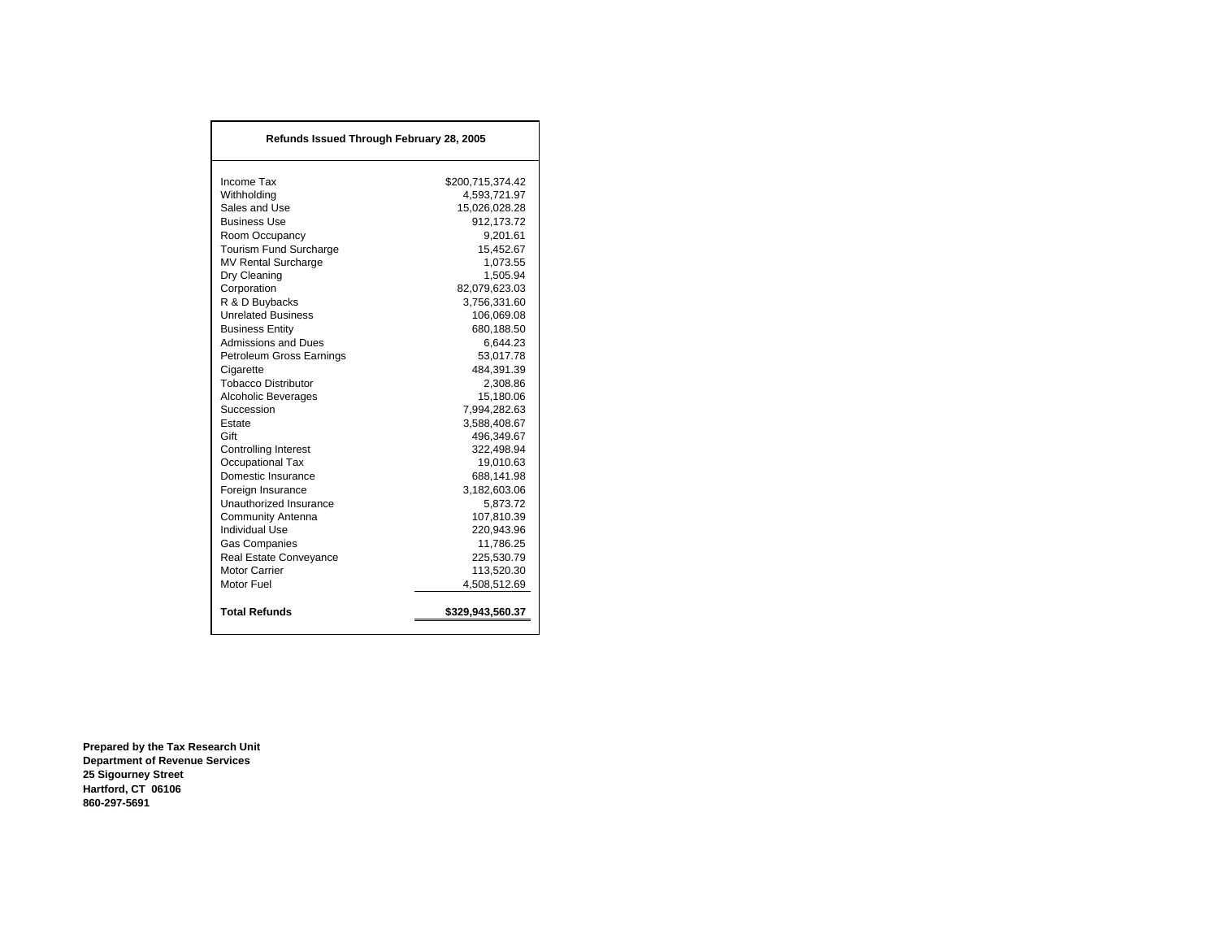**Refunds Issued Through February 28, 2005**

| | |
|---|---|
| Income Tax | $200,715,374.42 |
| Withholding | 4,593,721.97 |
| Sales and Use | 15,026,028.28 |
| Business Use | 912,173.72 |
| Room Occupancy | 9,201.61 |
| Tourism Fund Surcharge | 15,452.67 |
| MV Rental Surcharge | 1,073.55 |
| Dry Cleaning | 1,505.94 |
| Corporation | 82,079,623.03 |
| R & D Buybacks | 3,756,331.60 |
| Unrelated Business | 106,069.08 |
| Business Entity | 680,188.50 |
| Admissions and Dues | 6,644.23 |
| Petroleum Gross Earnings | 53,017.78 |
| Cigarette | 484,391.39 |
| Tobacco Distributor | 2,308.86 |
| Alcoholic Beverages | 15,180.06 |
| Succession | 7,994,282.63 |
| Estate | 3,588,408.67 |
| Gift | 496,349.67 |
| Controlling Interest | 322,498.94 |
| Occupational Tax | 19,010.63 |
| Domestic Insurance | 688,141.98 |
| Foreign Insurance | 3,182,603.06 |
| Unauthorized Insurance | 5,873.72 |
| Community Antenna | 107,810.39 |
| Individual Use | 220,943.96 |
| Gas Companies | 11,786.25 |
| Real Estate Conveyance | 225,530.79 |
| Motor Carrier | 113,520.30 |
| Motor Fuel | 4,508,512.69 |
| **Total Refunds** | **$329,943,560.37** |

**Prepared by the Tax Research Unit**
**Department of Revenue Services**
**25 Sigourney Street**
**Hartford, CT 06106**
**860-297-5691**